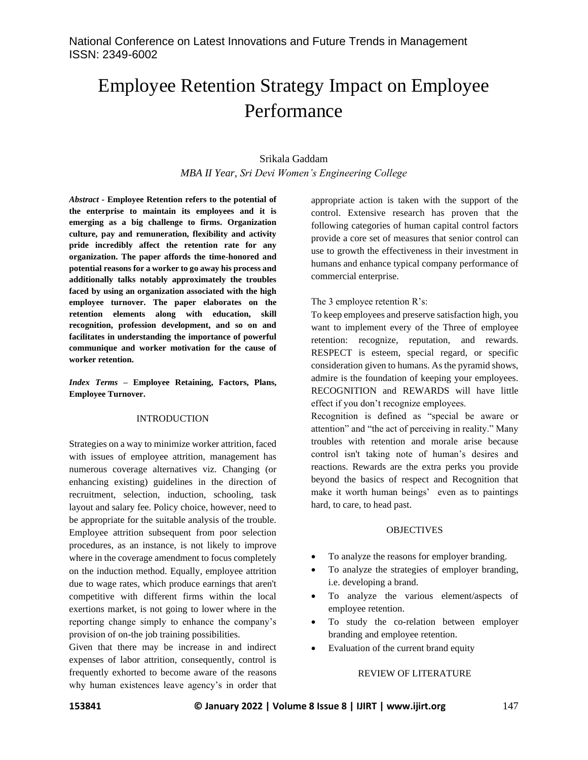# Employee Retention Strategy Impact on Employee Performance

Srikala Gaddam

*MBA II Year, Sri Devi Women's Engineering College*

***Abstract* - Employee Retention refers to the potential of the enterprise to maintain its employees and it is emerging as a big challenge to firms. Organization culture, pay and remuneration, flexibility and activity pride incredibly affect the retention rate for any organization. The paper affords the time-honored and potential reasons for a worker to go away his process and additionally talks notably approximately the troubles faced by using an organization associated with the high employee turnover. The paper elaborates on the retention elements along with education, skill recognition, profession development, and so on and facilitates in understanding the importance of powerful communique and worker motivation for the cause of worker retention.**

***Index Terms* – Employee Retaining, Factors, Plans, Employee Turnover.**

## INTRODUCTION

Strategies on a way to minimize worker attrition, faced with issues of employee attrition, management has numerous coverage alternatives viz. Changing (or enhancing existing) guidelines in the direction of recruitment, selection, induction, schooling, task layout and salary fee. Policy choice, however, need to be appropriate for the suitable analysis of the trouble. Employee attrition subsequent from poor selection procedures, as an instance, is not likely to improve where in the coverage amendment to focus completely on the induction method. Equally, employee attrition due to wage rates, which produce earnings that aren't competitive with different firms within the local exertions market, is not going to lower where in the reporting change simply to enhance the company's provision of on-the job training possibilities.

Given that there may be increase in and indirect expenses of labor attrition, consequently, control is frequently exhorted to become aware of the reasons why human existences leave agency's in order that appropriate action is taken with the support of the control. Extensive research has proven that the following categories of human capital control factors provide a core set of measures that senior control can use to growth the effectiveness in their investment in humans and enhance typical company performance of commercial enterprise.

The 3 employee retention R's:

To keep employees and preserve satisfaction high, you want to implement every of the Three of employee retention: recognize, reputation, and rewards. RESPECT is esteem, special regard, or specific consideration given to humans. As the pyramid shows, admire is the foundation of keeping your employees. RECOGNITION and REWARDS will have little effect if you don't recognize employees.

Recognition is defined as "special be aware or attention" and "the act of perceiving in reality." Many troubles with retention and morale arise because control isn't taking note of human's desires and reactions. Rewards are the extra perks you provide beyond the basics of respect and Recognition that make it worth human beings' even as to paintings hard, to care, to head past.

## OBJECTIVES

- To analyze the reasons for employer branding.
- To analyze the strategies of employer branding, i.e. developing a brand.
- To analyze the various element/aspects of employee retention.
- To study the co-relation between employer branding and employee retention.
- Evaluation of the current brand equity

## REVIEW OF LITERATURE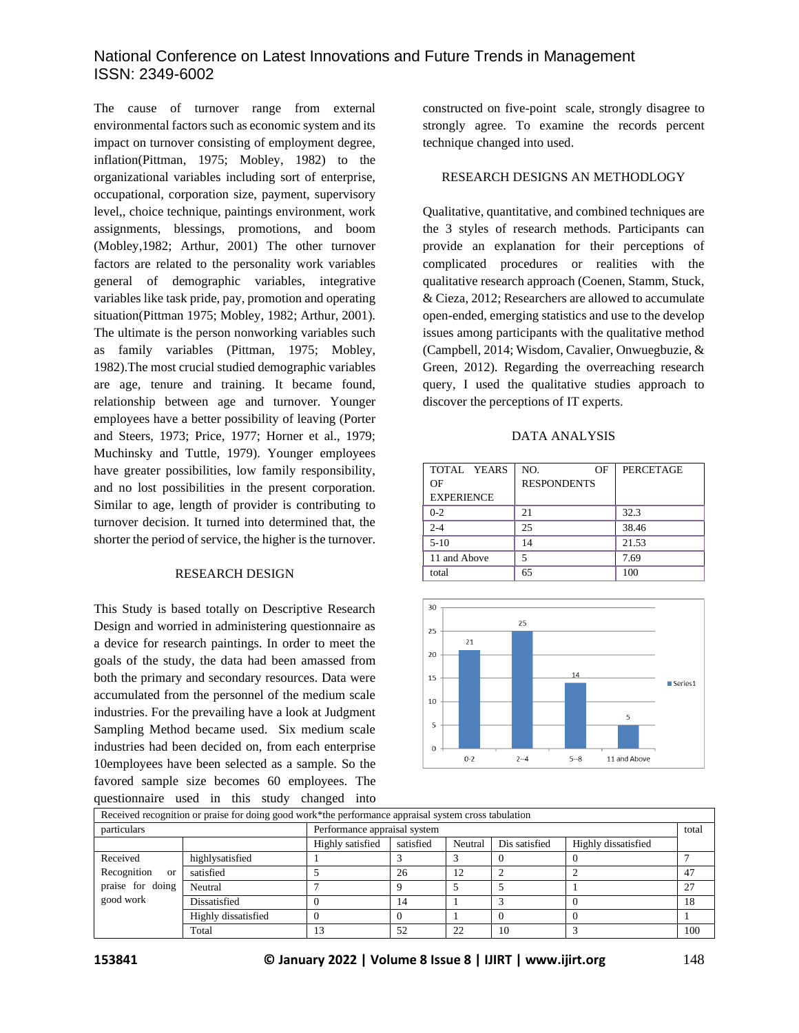The cause of turnover range from external environmental factors such as economic system and its impact on turnover consisting of employment degree, inflation(Pittman, 1975; Mobley, 1982) to the organizational variables including sort of enterprise, occupational, corporation size, payment, supervisory level,, choice technique, paintings environment, work assignments, blessings, promotions, and boom (Mobley,1982; Arthur, 2001) The other turnover factors are related to the personality work variables general of demographic variables, integrative variables like task pride, pay, promotion and operating situation(Pittman 1975; Mobley, 1982; Arthur, 2001). The ultimate is the person nonworking variables such as family variables (Pittman, 1975; Mobley, 1982).The most crucial studied demographic variables are age, tenure and training. It became found, relationship between age and turnover. Younger employees have a better possibility of leaving (Porter and Steers, 1973; Price, 1977; Horner et al., 1979; Muchinsky and Tuttle, 1979). Younger employees have greater possibilities, low family responsibility, and no lost possibilities in the present corporation. Similar to age, length of provider is contributing to turnover decision. It turned into determined that, the shorter the period of service, the higher is the turnover.

## RESEARCH DESIGN

This Study is based totally on Descriptive Research Design and worried in administering questionnaire as a device for research paintings. In order to meet the goals of the study, the data had been amassed from both the primary and secondary resources. Data were accumulated from the personnel of the medium scale industries. For the prevailing have a look at Judgment Sampling Method became used. Six medium scale industries had been decided on, from each enterprise 10employees have been selected as a sample. So the favored sample size becomes 60 employees. The questionnaire used in this study changed into constructed on five-point scale, strongly disagree to strongly agree. To examine the records percent technique changed into used.

## RESEARCH DESIGNS AN METHODLOGY

Qualitative, quantitative, and combined techniques are the 3 styles of research methods. Participants can provide an explanation for their perceptions of complicated procedures or realities with the qualitative research approach (Coenen, Stamm, Stuck, & Cieza, 2012; Researchers are allowed to accumulate open-ended, emerging statistics and use to the develop issues among participants with the qualitative method (Campbell, 2014; Wisdom, Cavalier, Onwuegbuzie, & Green, 2012). Regarding the overreaching research query, I used the qualitative studies approach to discover the perceptions of IT experts.

## DATA ANALYSIS

| TOTAL YEARS OF EXPERIENCE | NO. OF RESPONDENTS | PERCETAGE |
|---|---|---|
| 0-2 | 21 | 32.3 |
| 2-4 | 25 | 38.46 |
| 5-10 | 14 | 21.53 |
| 11 and Above | 5 | 7.69 |
| total | 65 | 100 |

| Received recognition or praise for doing good work*the performance appraisal system cross tabulation | | | | | | | |
|---|---|---|---|---|---|---|---|
| particulars | | Performance appraisal system | | | | | total |
| | | Highly satisfied | satisfied | Neutral | Dis satisfied | Highly dissatisfied | |
| Received Recognition or praise for doing good work | highlysatisfied | 1 | 3 | 3 | 0 | 0 | 7 |
| | satisfied | 5 | 26 | 12 | 2 | 2 | 47 |
| | Neutral | 7 | 9 | 5 | 5 | 1 | 27 |
| | Dissatisfied | 0 | 14 | 1 | 3 | 0 | 18 |
| | Highly dissatisfied | 0 | 0 | 1 | 0 | 0 | 1 |
| | Total | 13 | 52 | 22 | 10 | 3 | 100 |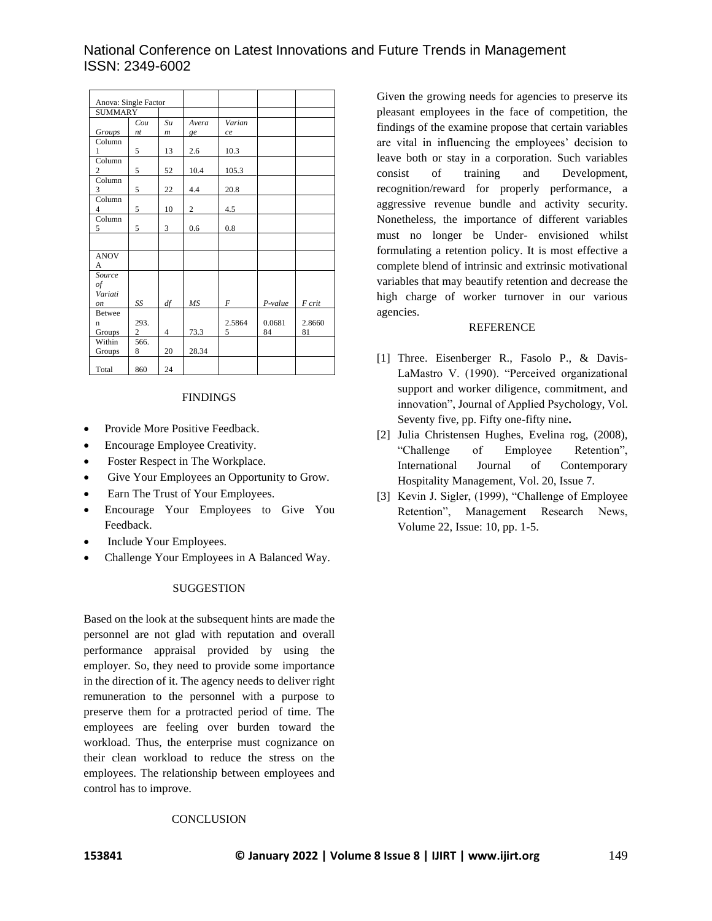| Anova: Single Factor | | | | | | |
|---|---|---|---|---|---|---|
| SUMMARY | | | | | | |
| *Groups* | *Count* | *Sum* | *Average* | *Variance* | | |
| Column 1 | 5 | 13 | 2.6 | 10.3 | | |
| Column 2 | 5 | 52 | 10.4 | 105.3 | | |
| Column 3 | 5 | 22 | 4.4 | 20.8 | | |
| Column 4 | 5 | 10 | 2 | 4.5 | | |
| Column 5 | 5 | 3 | 0.6 | 0.8 | | |
| | | | | | | |
| ANOVA | | | | | | |
| *Source of Variation* | *SS* | *df* | *MS* | *F* | *P-value* | *F crit* |
| Between Groups | 293.2 | 4 | 73.3 | 2.58645 | 0.068184 | 2.866081 |
| Within Groups | 566.8 | 20 | 28.34 | | | |
| Total | 860 | 24 | | | | |

## FINDINGS

- Provide More Positive Feedback.
- Encourage Employee Creativity.
- Foster Respect in The Workplace.
- Give Your Employees an Opportunity to Grow.
- Earn The Trust of Your Employees.
- Encourage Your Employees to Give You Feedback.
- Include Your Employees.
- Challenge Your Employees in A Balanced Way.

## SUGGESTION

Based on the look at the subsequent hints are made the personnel are not glad with reputation and overall performance appraisal provided by using the employer. So, they need to provide some importance in the direction of it. The agency needs to deliver right remuneration to the personnel with a purpose to preserve them for a protracted period of time. The employees are feeling over burden toward the workload. Thus, the enterprise must cognizance on their clean workload to reduce the stress on the employees. The relationship between employees and control has to improve.

## CONCLUSION

Given the growing needs for agencies to preserve its pleasant employees in the face of competition, the findings of the examine propose that certain variables are vital in influencing the employees' decision to leave both or stay in a corporation. Such variables consist of training and Development, recognition/reward for properly performance, a aggressive revenue bundle and activity security. Nonetheless, the importance of different variables must no longer be Under- envisioned whilst formulating a retention policy. It is most effective a complete blend of intrinsic and extrinsic motivational variables that may beautify retention and decrease the high charge of worker turnover in our various agencies.

## REFERENCE

[1] Three. Eisenberger R., Fasolo P., & Davis-LaMastro V. (1990). "Perceived organizational support and worker diligence, commitment, and innovation", Journal of Applied Psychology, Vol. Seventy five, pp. Fifty one-fifty nine**.**

[2] Julia Christensen Hughes, Evelina rog, (2008), "Challenge of Employee Retention", International Journal of Contemporary Hospitality Management, Vol. 20, Issue 7.

[3] Kevin J. Sigler, (1999), "Challenge of Employee Retention", Management Research News, Volume 22, Issue: 10, pp. 1-5.